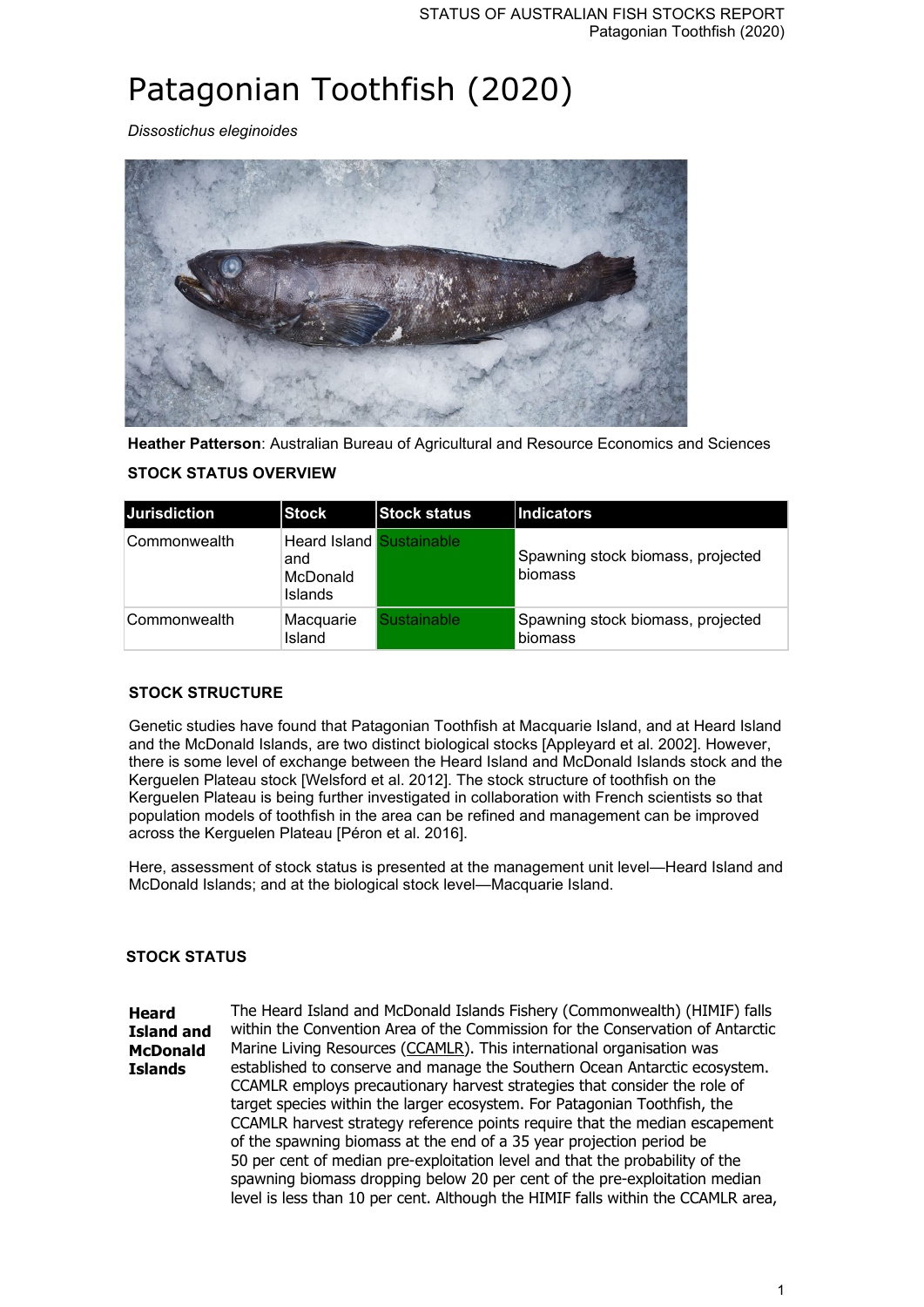# Patagonian Toothfish (2020)

*Dissostichus eleginoides*

**Heather Patterson**: Australian Bureau of Agricultural and Resource Economics and Sciences

### STOCK STATUS OVERVIEW

| Jurisdiction | Stock | Stock status | Indicators |
|---|---|---|---|
| Commonwealth | Heard Island and McDonald Islands | Sustainable | Spawning stock biomass, projected biomass |
| Commonwealth | Macquarie Island | Sustainable | Spawning stock biomass, projected biomass |

### STOCK STRUCTURE

Genetic studies have found that Patagonian Toothfish at Macquarie Island, and at Heard Island and the McDonald Islands, are two distinct biological stocks [Appleyard et al. 2002]. However, there is some level of exchange between the Heard Island and McDonald Islands stock and the Kerguelen Plateau stock [Welsford et al. 2012]. The stock structure of toothfish on the Kerguelen Plateau is being further investigated in collaboration with French scientists so that population models of toothfish in the area can be refined and management can be improved across the Kerguelen Plateau [Péron et al. 2016].

Here, assessment of stock status is presented at the management unit level—Heard Island and McDonald Islands; and at the biological stock level—Macquarie Island.

### STOCK STATUS

**Heard Island and McDonald Islands**

The Heard Island and McDonald Islands Fishery (Commonwealth) (HIMIF) falls within the Convention Area of the Commission for the Conservation of Antarctic Marine Living Resources (CCAMLR). This international organisation was established to conserve and manage the Southern Ocean Antarctic ecosystem. CCAMLR employs precautionary harvest strategies that consider the role of target species within the larger ecosystem. For Patagonian Toothfish, the CCAMLR harvest strategy reference points require that the median escapement of the spawning biomass at the end of a 35 year projection period be 50 per cent of median pre-exploitation level and that the probability of the spawning biomass dropping below 20 per cent of the pre-exploitation median level is less than 10 per cent. Although the HIMIF falls within the CCAMLR area,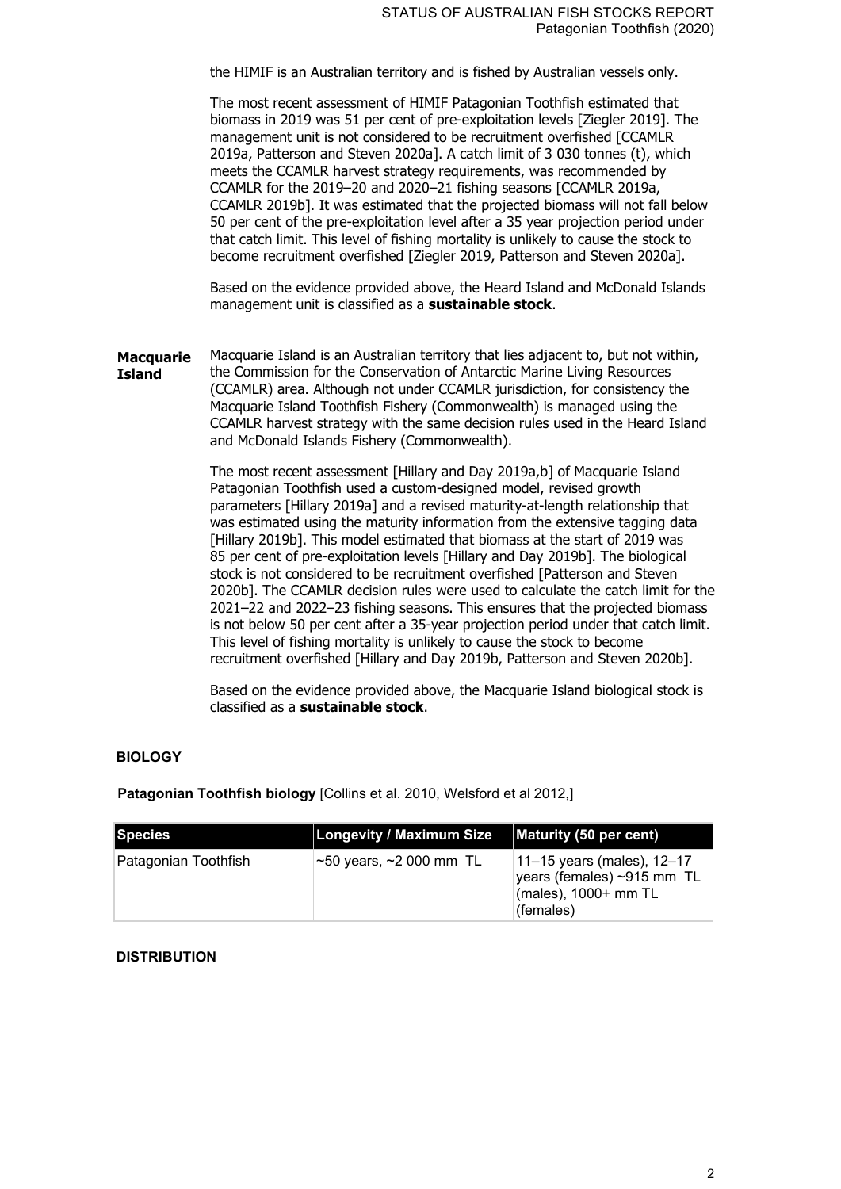the HIMIF is an Australian territory and is fished by Australian vessels only.

The most recent assessment of HIMIF Patagonian Toothfish estimated that biomass in 2019 was 51 per cent of pre-exploitation levels [Ziegler 2019]. The management unit is not considered to be recruitment overfished [CCAMLR 2019a, Patterson and Steven 2020a]. A catch limit of 3 030 tonnes (t), which meets the CCAMLR harvest strategy requirements, was recommended by CCAMLR for the 2019–20 and 2020–21 fishing seasons [CCAMLR 2019a, CCAMLR 2019b]. It was estimated that the projected biomass will not fall below 50 per cent of the pre-exploitation level after a 35 year projection period under that catch limit. This level of fishing mortality is unlikely to cause the stock to become recruitment overfished [Ziegler 2019, Patterson and Steven 2020a].

Based on the evidence provided above, the Heard Island and McDonald Islands management unit is classified as a **sustainable stock**.

**Macquarie Island**

Macquarie Island is an Australian territory that lies adjacent to, but not within, the Commission for the Conservation of Antarctic Marine Living Resources (CCAMLR) area. Although not under CCAMLR jurisdiction, for consistency the Macquarie Island Toothfish Fishery (Commonwealth) is managed using the CCAMLR harvest strategy with the same decision rules used in the Heard Island and McDonald Islands Fishery (Commonwealth).

The most recent assessment [Hillary and Day 2019a,b] of Macquarie Island Patagonian Toothfish used a custom-designed model, revised growth parameters [Hillary 2019a] and a revised maturity-at-length relationship that was estimated using the maturity information from the extensive tagging data [Hillary 2019b]. This model estimated that biomass at the start of 2019 was 85 per cent of pre-exploitation levels [Hillary and Day 2019b]. The biological stock is not considered to be recruitment overfished [Patterson and Steven 2020b]. The CCAMLR decision rules were used to calculate the catch limit for the 2021–22 and 2022–23 fishing seasons. This ensures that the projected biomass is not below 50 per cent after a 35-year projection period under that catch limit. This level of fishing mortality is unlikely to cause the stock to become recruitment overfished [Hillary and Day 2019b, Patterson and Steven 2020b].

Based on the evidence provided above, the Macquarie Island biological stock is classified as a **sustainable stock**.

## BIOLOGY

**Patagonian Toothfish biology** [Collins et al. 2010, Welsford et al 2012,]

| Species | Longevity / Maximum Size | Maturity (50 per cent) |
|---|---|---|
| Patagonian Toothfish | ~50 years, ~2 000 mm TL | 11–15 years (males), 12–17 years (females) ~915 mm TL (males), 1000+ mm TL (females) |

## DISTRIBUTION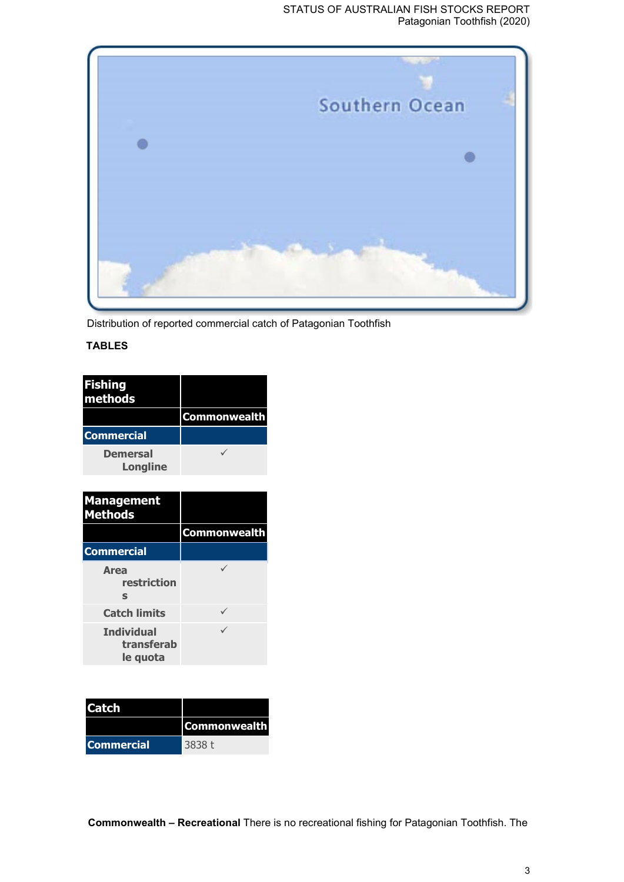Distribution of reported commercial catch of Patagonian Toothfish

**TABLES**

| Fishing methods | |
|---|---|
| | Commonwealth |
| Commercial | |
| Demersal Longline | ✓ |

| Management Methods | |
|---|---|
| | Commonwealth |
| Commercial | |
| Area restrictions | ✓ |
| Catch limits | ✓ |
| Individual transferable quota | ✓ |

| Catch | |
|---|---|
| | Commonwealth |
| Commercial | 3838 t |

**Commonwealth – Recreational** There is no recreational fishing for Patagonian Toothfish. The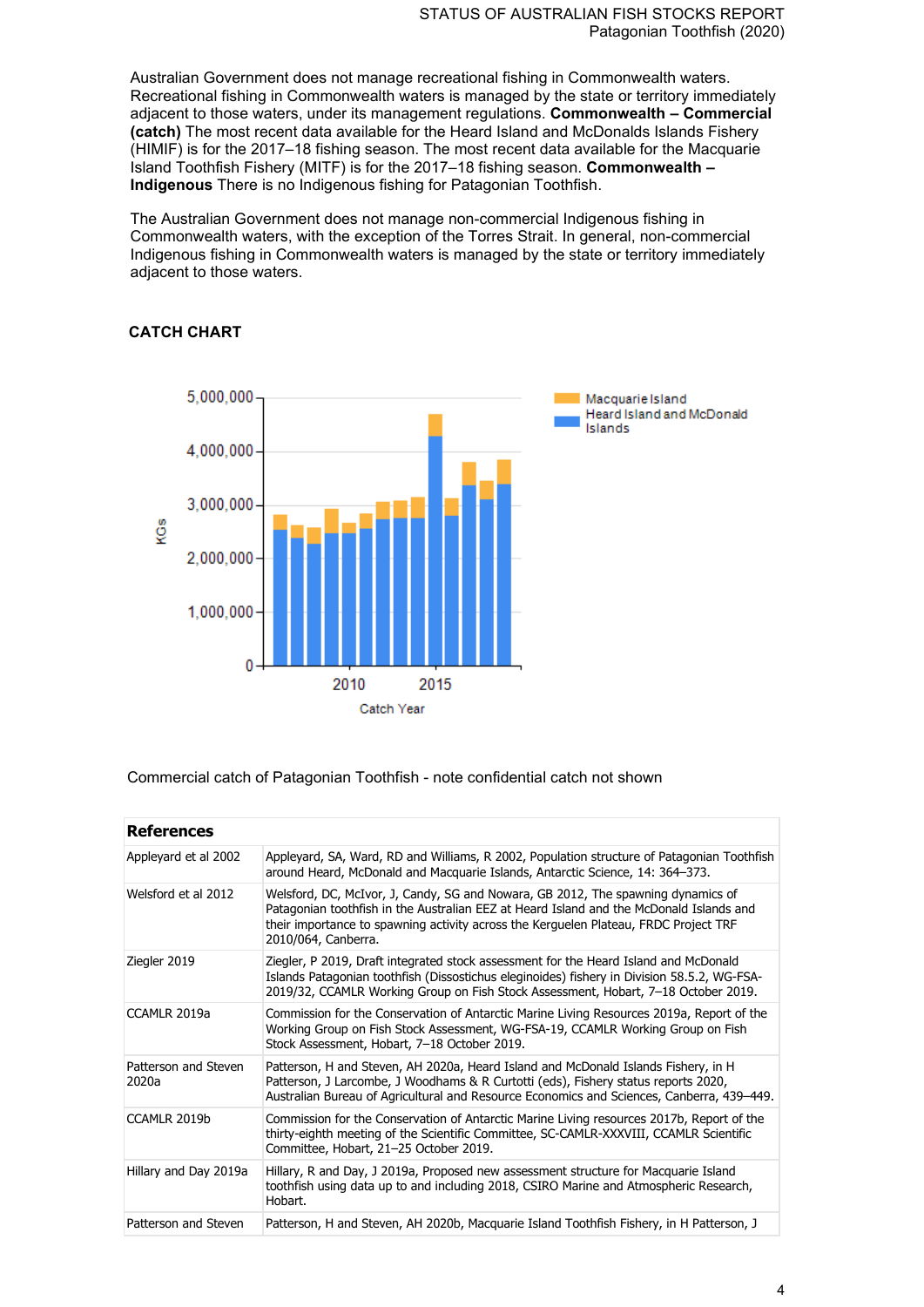Australian Government does not manage recreational fishing in Commonwealth waters. Recreational fishing in Commonwealth waters is managed by the state or territory immediately adjacent to those waters, under its management regulations. **Commonwealth – Commercial (catch)** The most recent data available for the Heard Island and McDonalds Islands Fishery (HIMIF) is for the 2017–18 fishing season. The most recent data available for the Macquarie Island Toothfish Fishery (MITF) is for the 2017–18 fishing season. **Commonwealth – Indigenous** There is no Indigenous fishing for Patagonian Toothfish.

The Australian Government does not manage non-commercial Indigenous fishing in Commonwealth waters, with the exception of the Torres Strait. In general, non-commercial Indigenous fishing in Commonwealth waters is managed by the state or territory immediately adjacent to those waters.

## CATCH CHART

Commercial catch of Patagonian Toothfish - note confidential catch not shown

## References

| References | |
|---|---|
| Appleyard et al 2002 | Appleyard, SA, Ward, RD and Williams, R 2002, Population structure of Patagonian Toothfish around Heard, McDonald and Macquarie Islands, Antarctic Science, 14: 364–373. |
| Welsford et al 2012 | Welsford, DC, McIvor, J, Candy, SG and Nowara, GB 2012, The spawning dynamics of Patagonian toothfish in the Australian EEZ at Heard Island and the McDonald Islands and their importance to spawning activity across the Kerguelen Plateau, FRDC Project TRF 2010/064, Canberra. |
| Ziegler 2019 | Ziegler, P 2019, Draft integrated stock assessment for the Heard Island and McDonald Islands Patagonian toothfish (Dissostichus eleginoides) fishery in Division 58.5.2, WG-FSA-2019/32, CCAMLR Working Group on Fish Stock Assessment, Hobart, 7–18 October 2019. |
| CCAMLR 2019a | Commission for the Conservation of Antarctic Marine Living Resources 2019a, Report of the Working Group on Fish Stock Assessment, WG-FSA-19, CCAMLR Working Group on Fish Stock Assessment, Hobart, 7–18 October 2019. |
| Patterson and Steven 2020a | Patterson, H and Steven, AH 2020a, Heard Island and McDonald Islands Fishery, in H Patterson, J Larcombe, J Woodhams & R Curtotti (eds), Fishery status reports 2020, Australian Bureau of Agricultural and Resource Economics and Sciences, Canberra, 439–449. |
| CCAMLR 2019b | Commission for the Conservation of Antarctic Marine Living resources 2017b, Report of the thirty-eighth meeting of the Scientific Committee, SC-CAMLR-XXXVIII, CCAMLR Scientific Committee, Hobart, 21–25 October 2019. |
| Hillary and Day 2019a | Hillary, R and Day, J 2019a, Proposed new assessment structure for Macquarie Island toothfish using data up to and including 2018, CSIRO Marine and Atmospheric Research, Hobart. |
| Patterson and Steven | Patterson, H and Steven, AH 2020b, Macquarie Island Toothfish Fishery, in H Patterson, J |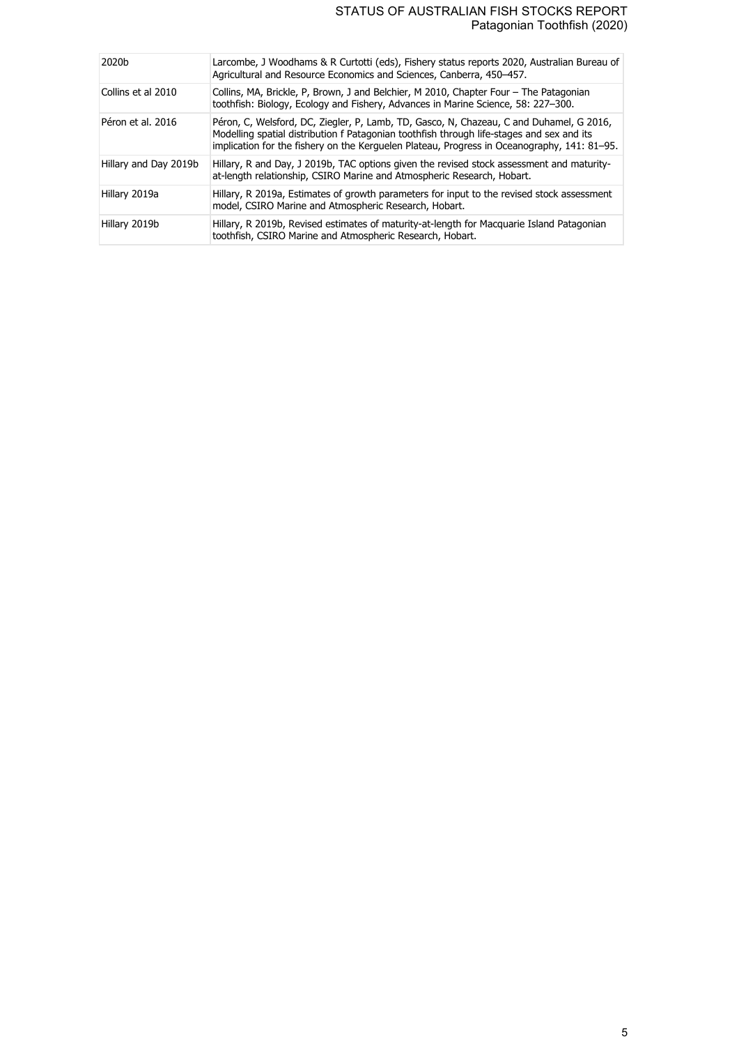| | |
|---|---|
| 2020b | Larcombe, J Woodhams & R Curtotti (eds), Fishery status reports 2020, Australian Bureau of Agricultural and Resource Economics and Sciences, Canberra, 450–457. |
| Collins et al 2010 | Collins, MA, Brickle, P, Brown, J and Belchier, M 2010, Chapter Four – The Patagonian toothfish: Biology, Ecology and Fishery, Advances in Marine Science, 58: 227–300. |
| Péron et al. 2016 | Péron, C, Welsford, DC, Ziegler, P, Lamb, TD, Gasco, N, Chazeau, C and Duhamel, G 2016, Modelling spatial distribution f Patagonian toothfish through life-stages and sex and its implication for the fishery on the Kerguelen Plateau, Progress in Oceanography, 141: 81–95. |
| Hillary and Day 2019b | Hillary, R and Day, J 2019b, TAC options given the revised stock assessment and maturity-at-length relationship, CSIRO Marine and Atmospheric Research, Hobart. |
| Hillary 2019a | Hillary, R 2019a, Estimates of growth parameters for input to the revised stock assessment model, CSIRO Marine and Atmospheric Research, Hobart. |
| Hillary 2019b | Hillary, R 2019b, Revised estimates of maturity-at-length for Macquarie Island Patagonian toothfish, CSIRO Marine and Atmospheric Research, Hobart. |